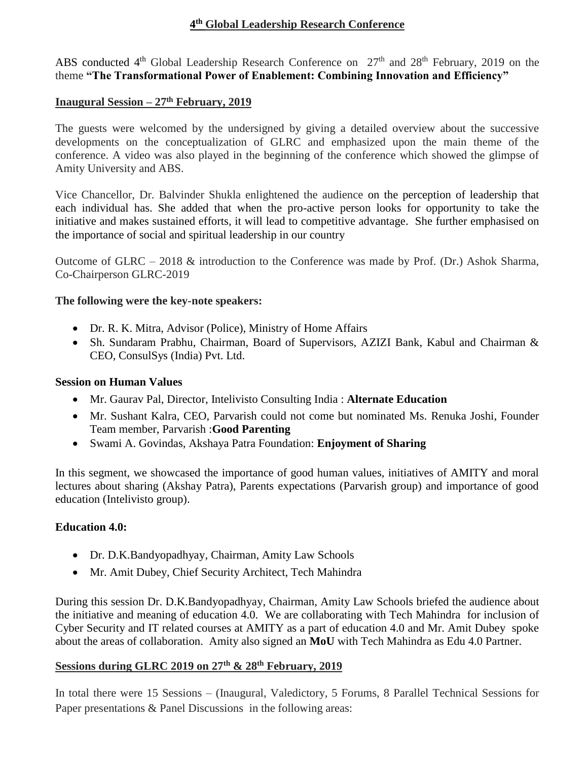# 4th Global Leadership Research Conference

ABS conducted 4th Global Leadership Research Conference on 27th and 28th February, 2019 on the theme **"The Transformational Power of Enablement: Combining Innovation and Efficiency"**

## Inaugural Session – 27th February, 2019

The guests were welcomed by the undersigned by giving a detailed overview about the successive developments on the conceptualization of GLRC and emphasized upon the main theme of the conference. A video was also played in the beginning of the conference which showed the glimpse of Amity University and ABS.

Vice Chancellor, Dr. Balvinder Shukla enlightened the audience on the perception of leadership that each individual has. She added that when the pro-active person looks for opportunity to take the initiative and makes sustained efforts, it will lead to competitive advantage. She further emphasised on the importance of social and spiritual leadership in our country

Outcome of GLRC – 2018 & introduction to the Conference was made by Prof. (Dr.) Ashok Sharma, Co-Chairperson GLRC-2019

**The following were the key-note speakers:**

- Dr. R. K. Mitra, Advisor (Police), Ministry of Home Affairs
- Sh. Sundaram Prabhu, Chairman, Board of Supervisors, AZIZI Bank, Kabul and Chairman & CEO, ConsulSys (India) Pvt. Ltd.

**Session on Human Values**

- Mr. Gaurav Pal, Director, Intelivisto Consulting India : **Alternate Education**
- Mr. Sushant Kalra, CEO, Parvarish could not come but nominated Ms. Renuka Joshi, Founder Team member, Parvarish :**Good Parenting**
- Swami A. Govindas, Akshaya Patra Foundation: **Enjoyment of Sharing**

In this segment, we showcased the importance of good human values, initiatives of AMITY and moral lectures about sharing (Akshay Patra), Parents expectations (Parvarish group) and importance of good education (Intelivisto group).

**Education 4.0:**

- Dr. D.K.Bandyopadhyay, Chairman, Amity Law Schools
- Mr. Amit Dubey, Chief Security Architect, Tech Mahindra

During this session Dr. D.K.Bandyopadhyay, Chairman, Amity Law Schools briefed the audience about the initiative and meaning of education 4.0. We are collaborating with Tech Mahindra for inclusion of Cyber Security and IT related courses at AMITY as a part of education 4.0 and Mr. Amit Dubey spoke about the areas of collaboration. Amity also signed an **MoU** with Tech Mahindra as Edu 4.0 Partner.

## Sessions during GLRC 2019 on 27th & 28th February, 2019

In total there were 15 Sessions – (Inaugural, Valedictory, 5 Forums, 8 Parallel Technical Sessions for Paper presentations & Panel Discussions in the following areas: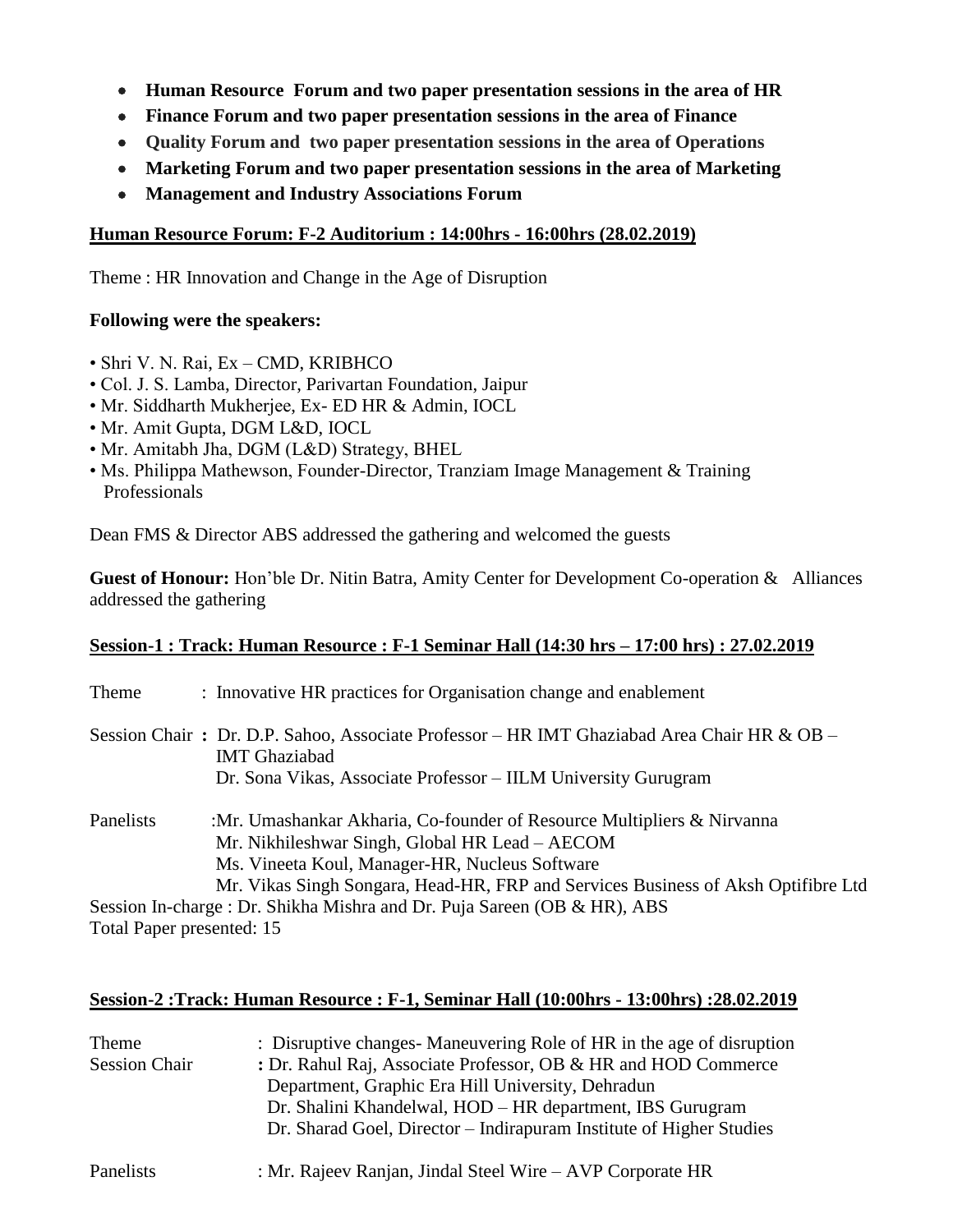- **Human Resource Forum and two paper presentation sessions in the area of HR**
- **Finance Forum and two paper presentation sessions in the area of Finance**
- **Quality Forum and two paper presentation sessions in the area of Operations**
- **Marketing Forum and two paper presentation sessions in the area of Marketing**
- **Management and Industry Associations Forum**

**Human Resource Forum: F-2 Auditorium : 14:00hrs - 16:00hrs (28.02.2019)**

Theme : HR Innovation and Change in the Age of Disruption

**Following were the speakers:**

- Shri V. N. Rai, Ex – CMD, KRIBHCO
- Col. J. S. Lamba, Director, Parivartan Foundation, Jaipur
- Mr. Siddharth Mukherjee, Ex- ED HR & Admin, IOCL
- Mr. Amit Gupta, DGM L&D, IOCL
- Mr. Amitabh Jha, DGM (L&D) Strategy, BHEL
- Ms. Philippa Mathewson, Founder-Director, Tranziam Image Management & Training Professionals

Dean FMS & Director ABS addressed the gathering and welcomed the guests

**Guest of Honour:** Hon'ble Dr. Nitin Batra, Amity Center for Development Co-operation & Alliances addressed the gathering

**Session-1 : Track: Human Resource : F-1 Seminar Hall (14:30 hrs – 17:00 hrs) : 27.02.2019**

Theme : Innovative HR practices for Organisation change and enablement

Session Chair **:** Dr. D.P. Sahoo, Associate Professor – HR IMT Ghaziabad Area Chair HR & OB – IMT Ghaziabad
Dr. Sona Vikas, Associate Professor – IILM University Gurugram

Panelists :Mr. Umashankar Akharia, Co-founder of Resource Multipliers & Nirvanna
Mr. Nikhileshwar Singh, Global HR Lead – AECOM
Ms. Vineeta Koul, Manager-HR, Nucleus Software
Mr. Vikas Singh Songara, Head-HR, FRP and Services Business of Aksh Optifibre Ltd

Session In-charge : Dr. Shikha Mishra and Dr. Puja Sareen (OB & HR), ABS
Total Paper presented: 15

**Session-2 :Track: Human Resource : F-1, Seminar Hall (10:00hrs - 13:00hrs) :28.02.2019**

Theme : Disruptive changes- Maneuvering Role of HR in the age of disruption

Session Chair **:** Dr. Rahul Raj, Associate Professor, OB & HR and HOD Commerce Department, Graphic Era Hill University, Dehradun
Dr. Shalini Khandelwal, HOD – HR department, IBS Gurugram
Dr. Sharad Goel, Director – Indirapuram Institute of Higher Studies

Panelists : Mr. Rajeev Ranjan, Jindal Steel Wire – AVP Corporate HR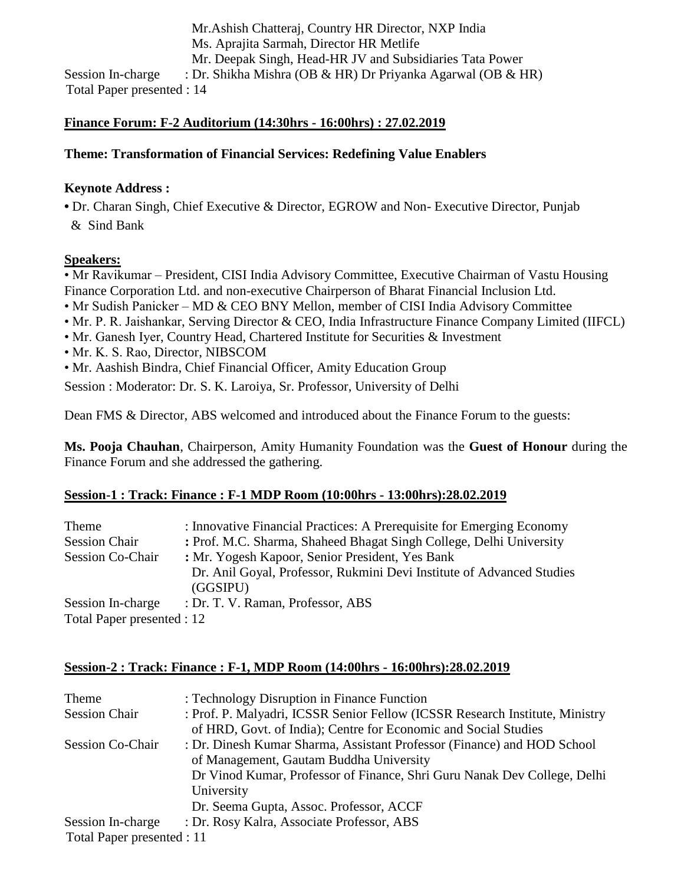Mr.Ashish Chatteraj, Country HR Director, NXP India
Ms. Aprajita Sarmah, Director HR Metlife
Mr. Deepak Singh, Head-HR JV and Subsidiaries Tata Power

Session In-charge : Dr. Shikha Mishra (OB & HR) Dr Priyanka Agarwal (OB & HR)

Total Paper presented : 14

**Finance Forum: F-2 Auditorium (14:30hrs - 16:00hrs) : 27.02.2019**

**Theme: Transformation of Financial Services: Redefining Value Enablers**

**Keynote Address :**

- Dr. Charan Singh, Chief Executive & Director, EGROW and Non- Executive Director, Punjab & Sind Bank

**Speakers:**

- Mr Ravikumar – President, CISI India Advisory Committee, Executive Chairman of Vastu Housing Finance Corporation Ltd. and non-executive Chairperson of Bharat Financial Inclusion Ltd.
- Mr Sudish Panicker – MD & CEO BNY Mellon, member of CISI India Advisory Committee
- Mr. P. R. Jaishankar, Serving Director & CEO, India Infrastructure Finance Company Limited (IIFCL)
- Mr. Ganesh Iyer, Country Head, Chartered Institute for Securities & Investment
- Mr. K. S. Rao, Director, NIBSCOM
- Mr. Aashish Bindra, Chief Financial Officer, Amity Education Group

Session : Moderator: Dr. S. K. Laroiya, Sr. Professor, University of Delhi

Dean FMS & Director, ABS welcomed and introduced about the Finance Forum to the guests:

**Ms. Pooja Chauhan**, Chairperson, Amity Humanity Foundation was the **Guest of Honour** during the Finance Forum and she addressed the gathering.

**Session-1 : Track: Finance : F-1 MDP Room (10:00hrs - 13:00hrs):28.02.2019**

Theme : Innovative Financial Practices: A Prerequisite for Emerging Economy

Session Chair **:** Prof. M.C. Sharma, Shaheed Bhagat Singh College, Delhi University

Session Co-Chair **:** Mr. Yogesh Kapoor, Senior President, Yes Bank
Dr. Anil Goyal, Professor, Rukmini Devi Institute of Advanced Studies (GGSIPU)

Session In-charge : Dr. T. V. Raman, Professor, ABS

Total Paper presented : 12

**Session-2 : Track: Finance : F-1, MDP Room (14:00hrs - 16:00hrs):28.02.2019**

Theme : Technology Disruption in Finance Function

Session Chair : Prof. P. Malyadri, ICSSR Senior Fellow (ICSSR Research Institute, Ministry of HRD, Govt. of India); Centre for Economic and Social Studies

Session Co-Chair : Dr. Dinesh Kumar Sharma, Assistant Professor (Finance) and HOD School of Management, Gautam Buddha University
Dr Vinod Kumar, Professor of Finance, Shri Guru Nanak Dev College, Delhi University
Dr. Seema Gupta, Assoc. Professor, ACCF

Session In-charge : Dr. Rosy Kalra, Associate Professor, ABS

Total Paper presented : 11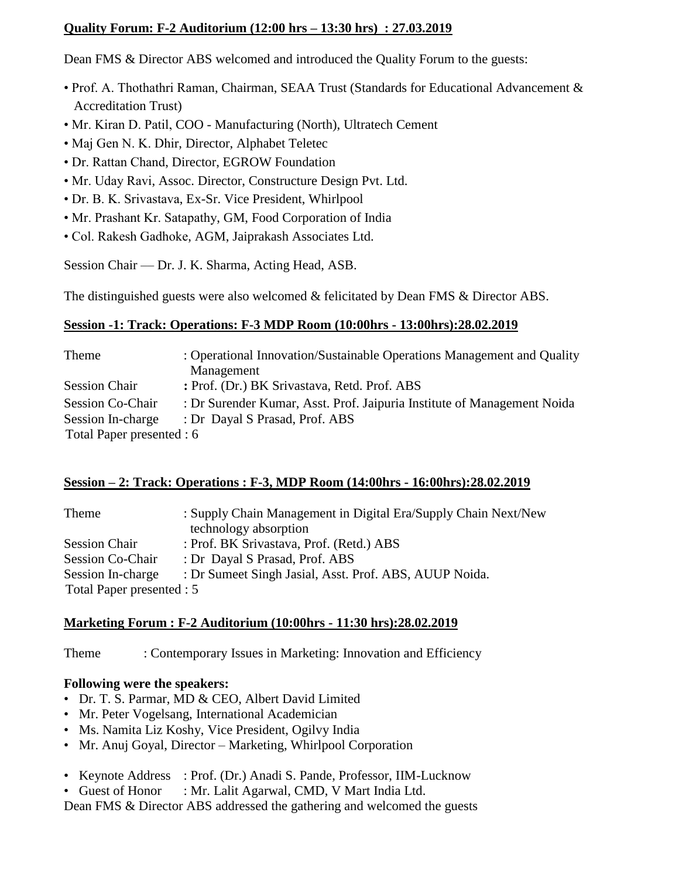**<u>Quality Forum: F-2 Auditorium (12:00 hrs – 13:30 hrs) : 27.03.2019</u>**

Dean FMS & Director ABS welcomed and introduced the Quality Forum to the guests:

- Prof. A. Thothathri Raman, Chairman, SEAA Trust (Standards for Educational Advancement & Accreditation Trust)
- Mr. Kiran D. Patil, COO - Manufacturing (North), Ultratech Cement
- Maj Gen N. K. Dhir, Director, Alphabet Teletec
- Dr. Rattan Chand, Director, EGROW Foundation
- Mr. Uday Ravi, Assoc. Director, Constructure Design Pvt. Ltd.
- Dr. B. K. Srivastava, Ex-Sr. Vice President, Whirlpool
- Mr. Prashant Kr. Satapathy, GM, Food Corporation of India
- Col. Rakesh Gadhoke, AGM, Jaiprakash Associates Ltd.

Session Chair — Dr. J. K. Sharma, Acting Head, ASB.

The distinguished guests were also welcomed & felicitated by Dean FMS & Director ABS.

**<u>Session -1: Track: Operations: F-3 MDP Room (10:00hrs - 13:00hrs):28.02.2019</u>**

Theme : Operational Innovation/Sustainable Operations Management and Quality Management
Session Chair **:** Prof. (Dr.) BK Srivastava, Retd. Prof. ABS
Session Co-Chair : Dr Surender Kumar, Asst. Prof. Jaipuria Institute of Management Noida
Session In-charge : Dr Dayal S Prasad, Prof. ABS
Total Paper presented : 6

**<u>Session – 2: Track: Operations : F-3, MDP Room (14:00hrs - 16:00hrs):28.02.2019</u>**

Theme : Supply Chain Management in Digital Era/Supply Chain Next/New technology absorption
Session Chair : Prof. BK Srivastava, Prof. (Retd.) ABS
Session Co-Chair : Dr Dayal S Prasad, Prof. ABS
Session In-charge : Dr Sumeet Singh Jasial, Asst. Prof. ABS, AUUP Noida.
Total Paper presented : 5

**<u>Marketing Forum : F-2 Auditorium (10:00hrs - 11:30 hrs):28.02.2019</u>**

Theme : Contemporary Issues in Marketing: Innovation and Efficiency

**Following were the speakers:**

- Dr. T. S. Parmar, MD & CEO, Albert David Limited
- Mr. Peter Vogelsang, International Academician
- Ms. Namita Liz Koshy, Vice President, Ogilvy India
- Mr. Anuj Goyal, Director – Marketing, Whirlpool Corporation

- Keynote Address : Prof. (Dr.) Anadi S. Pande, Professor, IIM-Lucknow
- Guest of Honor : Mr. Lalit Agarwal, CMD, V Mart India Ltd.

Dean FMS & Director ABS addressed the gathering and welcomed the guests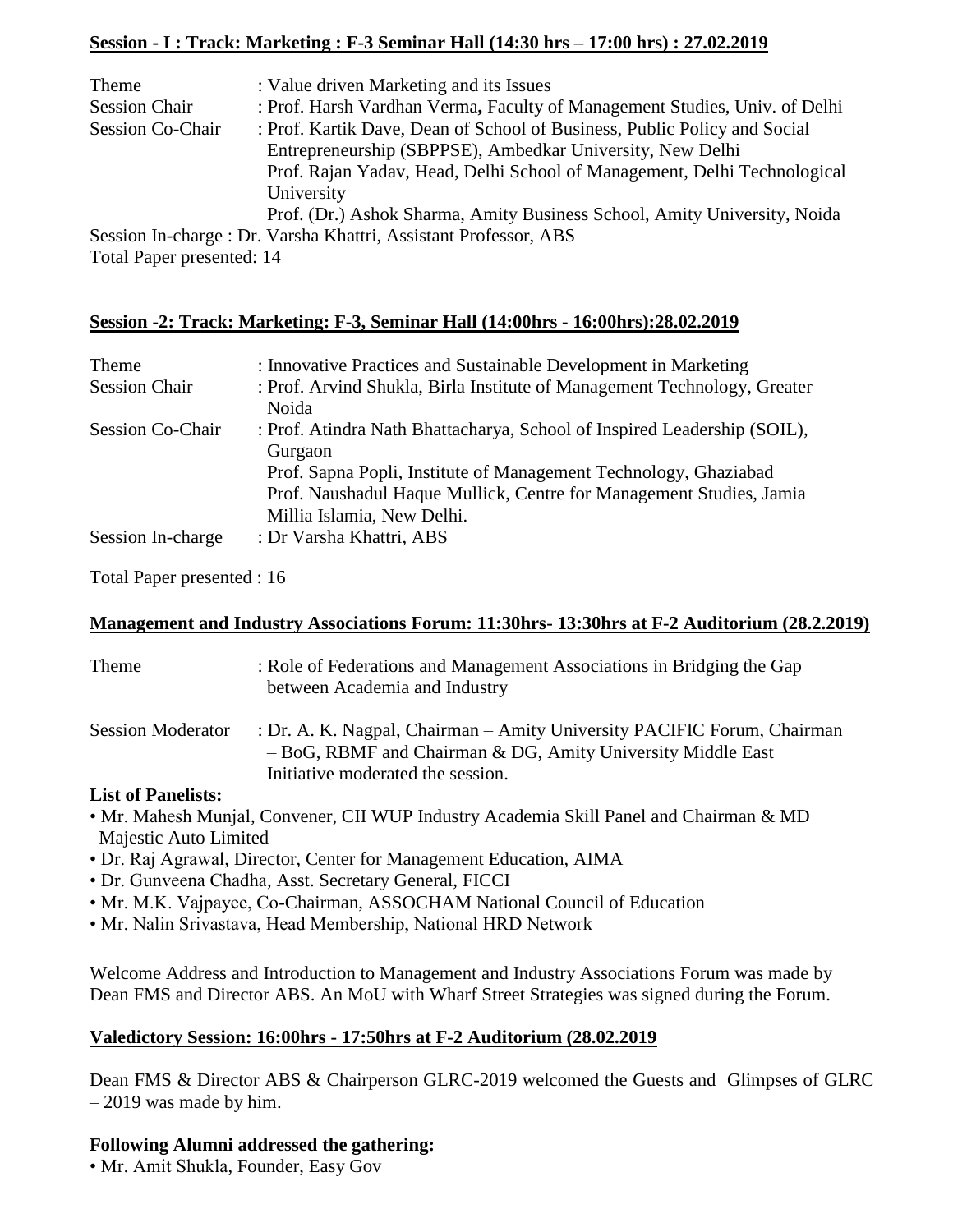**Session - I : Track: Marketing : F-3 Seminar Hall (14:30 hrs – 17:00 hrs) : 27.02.2019**

Theme : Value driven Marketing and its Issues

Session Chair : Prof. Harsh Vardhan Verma**,** Faculty of Management Studies, Univ. of Delhi

Session Co-Chair : Prof. Kartik Dave, Dean of School of Business, Public Policy and Social Entrepreneurship (SBPPSE), Ambedkar University, New Delhi
Prof. Rajan Yadav, Head, Delhi School of Management, Delhi Technological University
Prof. (Dr.) Ashok Sharma, Amity Business School, Amity University, Noida

Session In-charge : Dr. Varsha Khattri, Assistant Professor, ABS

Total Paper presented: 14

**Session -2: Track: Marketing: F-3, Seminar Hall (14:00hrs - 16:00hrs):28.02.2019**

Theme : Innovative Practices and Sustainable Development in Marketing

Session Chair : Prof. Arvind Shukla, Birla Institute of Management Technology, Greater Noida

Session Co-Chair : Prof. Atindra Nath Bhattacharya, School of Inspired Leadership (SOIL), Gurgaon
Prof. Sapna Popli, Institute of Management Technology, Ghaziabad
Prof. Naushadul Haque Mullick, Centre for Management Studies, Jamia Millia Islamia, New Delhi.

Session In-charge : Dr Varsha Khattri, ABS

Total Paper presented : 16

**Management and Industry Associations Forum: 11:30hrs- 13:30hrs at F-2 Auditorium (28.2.2019)**

Theme : Role of Federations and Management Associations in Bridging the Gap between Academia and Industry

Session Moderator : Dr. A. K. Nagpal, Chairman – Amity University PACIFIC Forum, Chairman – BoG, RBMF and Chairman & DG, Amity University Middle East Initiative moderated the session.

**List of Panelists:**

- Mr. Mahesh Munjal, Convener, CII WUP Industry Academia Skill Panel and Chairman & MD Majestic Auto Limited
- Dr. Raj Agrawal, Director, Center for Management Education, AIMA
- Dr. Gunveena Chadha, Asst. Secretary General, FICCI
- Mr. M.K. Vajpayee, Co-Chairman, ASSOCHAM National Council of Education
- Mr. Nalin Srivastava, Head Membership, National HRD Network

Welcome Address and Introduction to Management and Industry Associations Forum was made by Dean FMS and Director ABS. An MoU with Wharf Street Strategies was signed during the Forum.

**Valedictory Session: 16:00hrs - 17:50hrs at F-2 Auditorium (28.02.2019)**

Dean FMS & Director ABS & Chairperson GLRC-2019 welcomed the Guests and Glimpses of GLRC – 2019 was made by him.

**Following Alumni addressed the gathering:**

- Mr. Amit Shukla, Founder, Easy Gov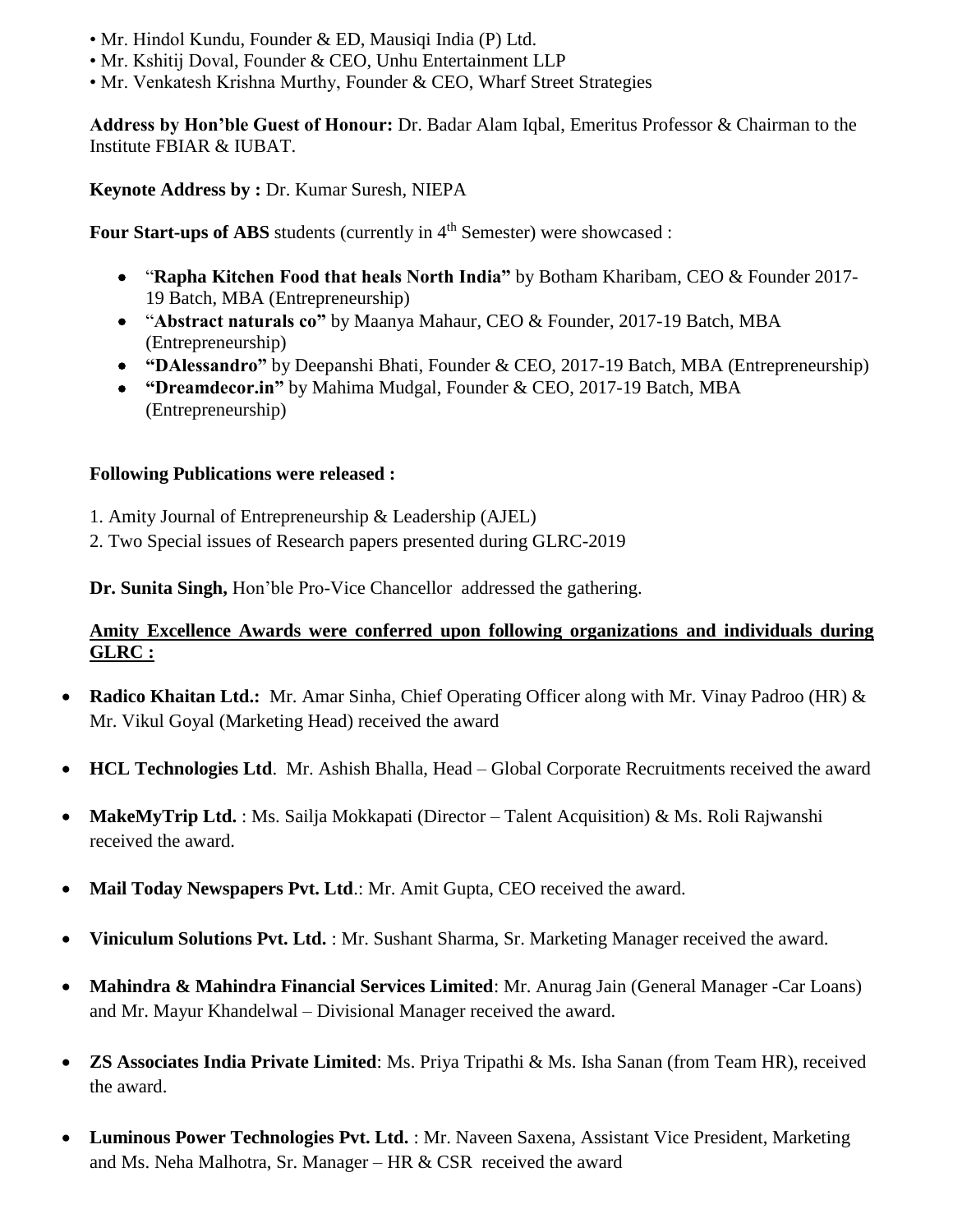- Mr. Hindol Kundu, Founder & ED, Mausiqi India (P) Ltd.
- Mr. Kshitij Doval, Founder & CEO, Unhu Entertainment LLP
- Mr. Venkatesh Krishna Murthy, Founder & CEO, Wharf Street Strategies

**Address by Hon'ble Guest of Honour:** Dr. Badar Alam Iqbal, Emeritus Professor & Chairman to the Institute FBIAR & IUBAT.

**Keynote Address by :** Dr. Kumar Suresh, NIEPA

**Four Start-ups of ABS** students (currently in 4th Semester) were showcased :

- "**Rapha Kitchen Food that heals North India"** by Botham Kharibam, CEO & Founder 2017-19 Batch, MBA (Entrepreneurship)
- "**Abstract naturals co"** by Maanya Mahaur, CEO & Founder, 2017-19 Batch, MBA (Entrepreneurship)
- **"DAlessandro"** by Deepanshi Bhati, Founder & CEO, 2017-19 Batch, MBA (Entrepreneurship)
- **"Dreamdecor.in"** by Mahima Mudgal, Founder & CEO, 2017-19 Batch, MBA (Entrepreneurship)

**Following Publications were released :**

1. Amity Journal of Entrepreneurship & Leadership (AJEL)
2. Two Special issues of Research papers presented during GLRC-2019

**Dr. Sunita Singh,** Hon'ble Pro-Vice Chancellor addressed the gathering.

**Amity Excellence Awards were conferred upon following organizations and individuals during GLRC :**

- **Radico Khaitan Ltd.:** Mr. Amar Sinha, Chief Operating Officer along with Mr. Vinay Padroo (HR) & Mr. Vikul Goyal (Marketing Head) received the award
- **HCL Technologies Ltd**. Mr. Ashish Bhalla, Head – Global Corporate Recruitments received the award
- **MakeMyTrip Ltd.** : Ms. Sailja Mokkapati (Director – Talent Acquisition) & Ms. Roli Rajwanshi received the award.
- **Mail Today Newspapers Pvt. Ltd**.: Mr. Amit Gupta, CEO received the award.
- **Viniculum Solutions Pvt. Ltd.** : Mr. Sushant Sharma, Sr. Marketing Manager received the award.
- **Mahindra & Mahindra Financial Services Limited**: Mr. Anurag Jain (General Manager -Car Loans) and Mr. Mayur Khandelwal – Divisional Manager received the award.
- **ZS Associates India Private Limited**: Ms. Priya Tripathi & Ms. Isha Sanan (from Team HR), received the award.
- **Luminous Power Technologies Pvt. Ltd.** : Mr. Naveen Saxena, Assistant Vice President, Marketing and Ms. Neha Malhotra, Sr. Manager – HR & CSR received the award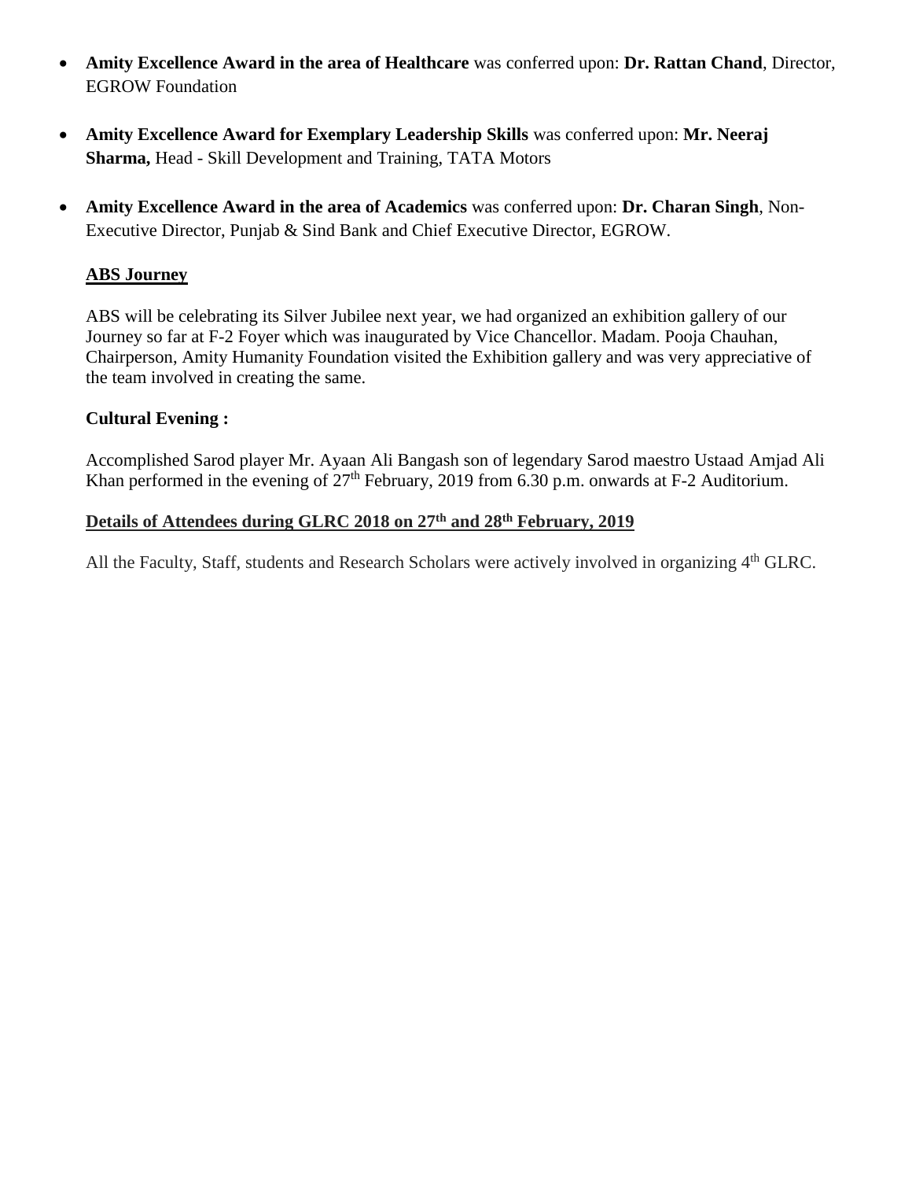- **Amity Excellence Award in the area of Healthcare** was conferred upon: **Dr. Rattan Chand**, Director, EGROW Foundation

- **Amity Excellence Award for Exemplary Leadership Skills** was conferred upon: **Mr. Neeraj Sharma,** Head - Skill Development and Training, TATA Motors

- **Amity Excellence Award in the area of Academics** was conferred upon: **Dr. Charan Singh**, Non-Executive Director, Punjab & Sind Bank and Chief Executive Director, EGROW.

**ABS Journey**

ABS will be celebrating its Silver Jubilee next year, we had organized an exhibition gallery of our Journey so far at F-2 Foyer which was inaugurated by Vice Chancellor. Madam. Pooja Chauhan, Chairperson, Amity Humanity Foundation visited the Exhibition gallery and was very appreciative of the team involved in creating the same.

**Cultural Evening :**

Accomplished Sarod player Mr. Ayaan Ali Bangash son of legendary Sarod maestro Ustaad Amjad Ali Khan performed in the evening of 27th February, 2019 from 6.30 p.m. onwards at F-2 Auditorium.

**Details of Attendees during GLRC 2018 on 27th and 28th February, 2019**

All the Faculty, Staff, students and Research Scholars were actively involved in organizing 4th GLRC.